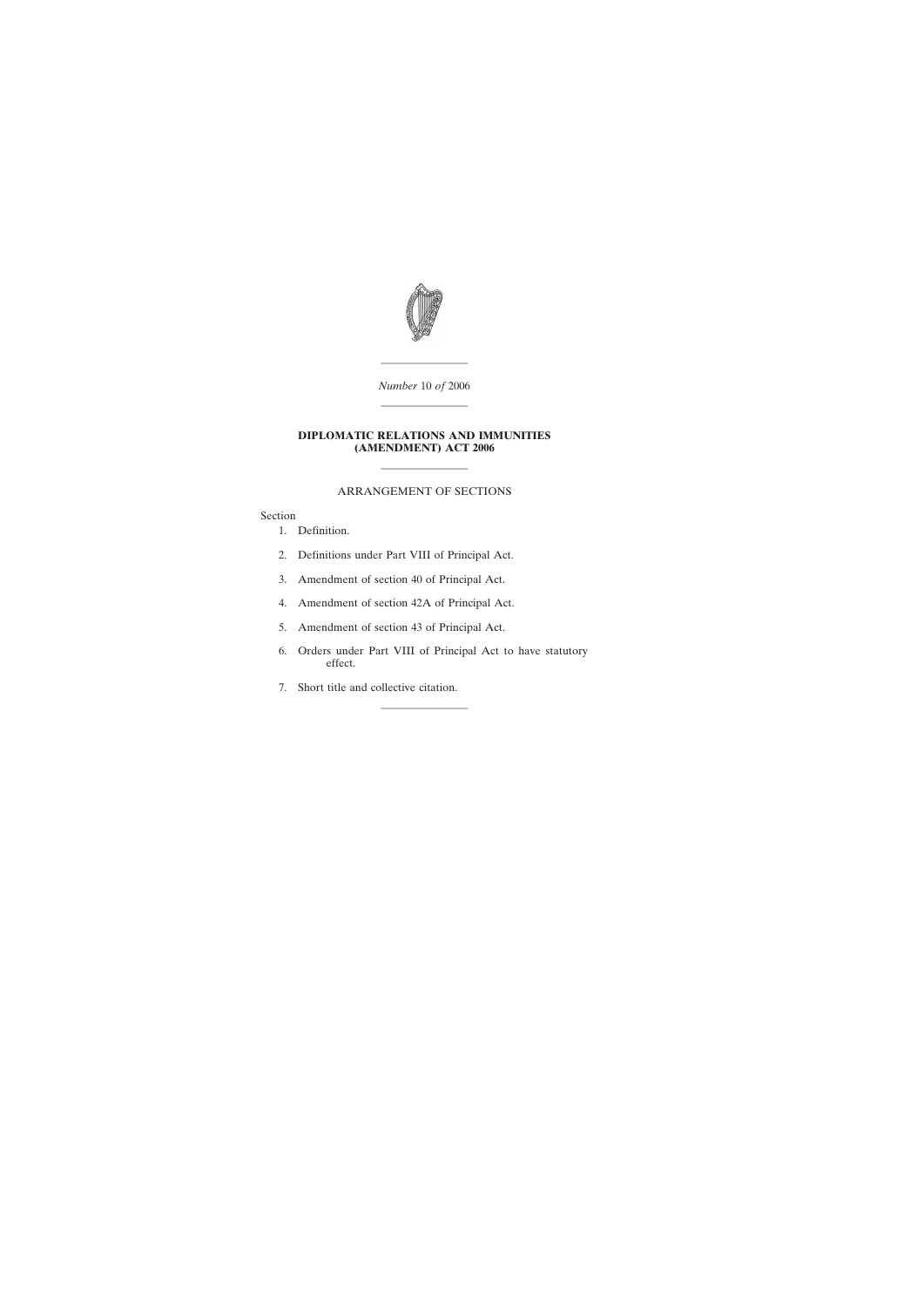*Number* 10 *of* 2006

---

# DIPLOMATIC RELATIONS AND IMMUNITIES (AMENDMENT) ACT 2006

---

## ARRANGEMENT OF SECTIONS

Section

1. Definition.
2. Definitions under Part VIII of Principal Act.
3. Amendment of section 40 of Principal Act.
4. Amendment of section 42A of Principal Act.
5. Amendment of section 43 of Principal Act.
6. Orders under Part VIII of Principal Act to have statutory effect.
7. Short title and collective citation.

---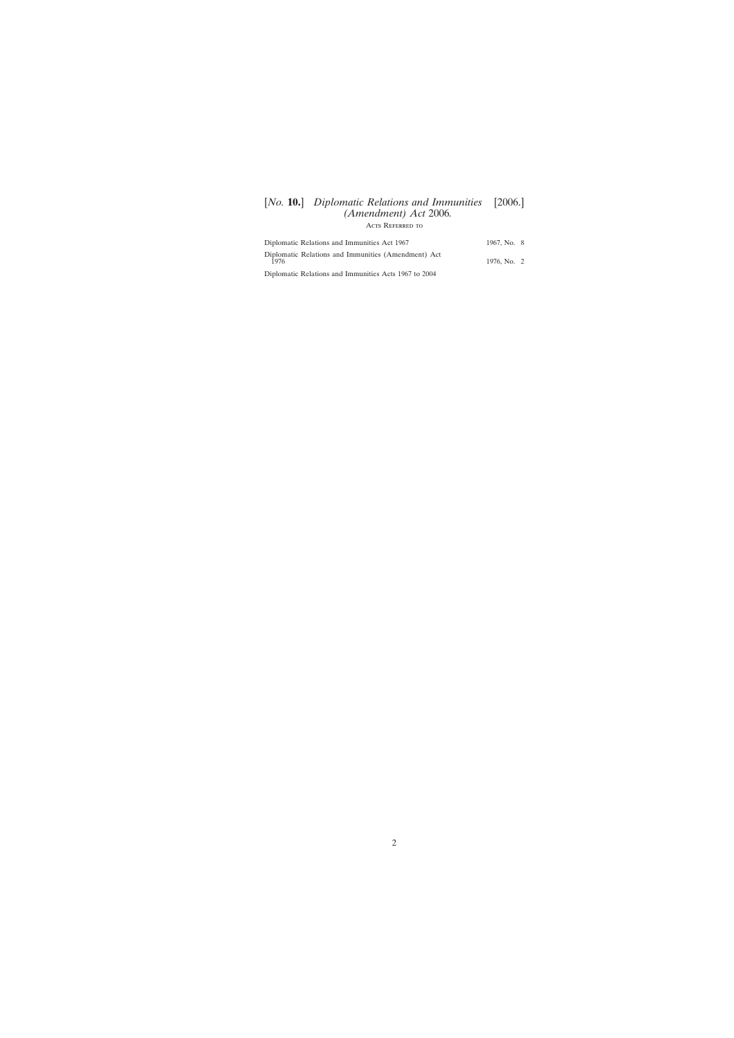### Acts Referred to

| | |
|---|---|
| Diplomatic Relations and Immunities Act 1967 | 1967, No. 8 |
| Diplomatic Relations and Immunities (Amendment) Act 1976 | 1976, No. 2 |
| Diplomatic Relations and Immunities Acts 1967 to 2004 | |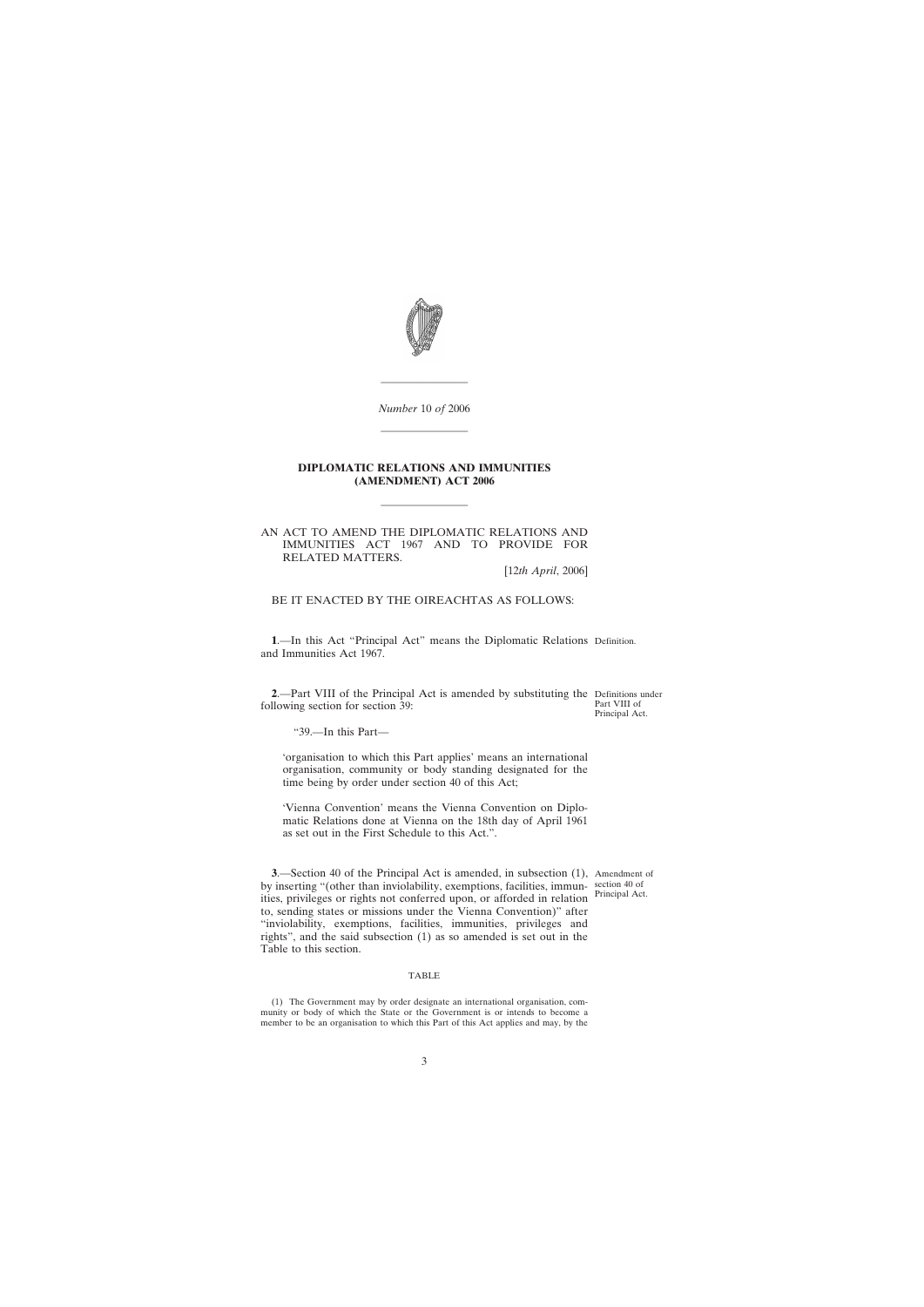*Number* 10 *of* 2006

# DIPLOMATIC RELATIONS AND IMMUNITIES (AMENDMENT) ACT 2006

AN ACT TO AMEND THE DIPLOMATIC RELATIONS AND IMMUNITIES ACT 1967 AND TO PROVIDE FOR RELATED MATTERS.

[12*th April*, 2006]

BE IT ENACTED BY THE OIREACHTAS AS FOLLOWS:

Definition.

**1**.—In this Act "Principal Act" means the Diplomatic Relations and Immunities Act 1967.

Definitions under Part VIII of Principal Act.

**2**.—Part VIII of the Principal Act is amended by substituting the following section for section 39:

> "39.—In this Part—
>
> 'organisation to which this Part applies' means an international organisation, community or body standing designated for the time being by order under section 40 of this Act;
>
> 'Vienna Convention' means the Vienna Convention on Diplomatic Relations done at Vienna on the 18th day of April 1961 as set out in the First Schedule to this Act.".

Amendment of section 40 of Principal Act.

**3**.—Section 40 of the Principal Act is amended, in subsection (1), by inserting "(other than inviolability, exemptions, facilities, immunities, privileges or rights not conferred upon, or afforded in relation to, sending states or missions under the Vienna Convention)" after "inviolability, exemptions, facilities, immunities, privileges and rights", and the said subsection (1) as so amended is set out in the Table to this section.

TABLE

(1) The Government may by order designate an international organisation, community or body of which the State or the Government is or intends to become a member to be an organisation to which this Part of this Act applies and may, by the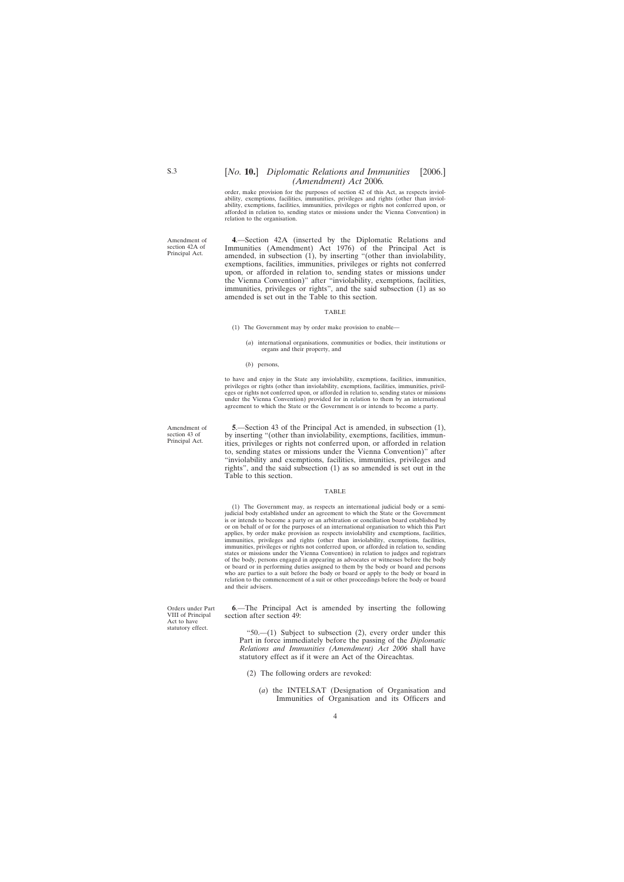order, make provision for the purposes of section 42 of this Act, as respects inviolability, exemptions, facilities, immunities, privileges and rights (other than inviolability, exemptions, facilities, immunities, privileges or rights not conferred upon, or afforded in relation to, sending states or missions under the Vienna Convention) in relation to the organisation.

Amendment of section 42A of Principal Act.

**4**.—Section 42A (inserted by the Diplomatic Relations and Immunities (Amendment) Act 1976) of the Principal Act is amended, in subsection (1), by inserting "(other than inviolability, exemptions, facilities, immunities, privileges or rights not conferred upon, or afforded in relation to, sending states or missions under the Vienna Convention)" after "inviolability, exemptions, facilities, immunities, privileges or rights", and the said subsection (1) as so amended is set out in the Table to this section.

TABLE

(1) The Government may by order make provision to enable—

(*a*) international organisations, communities or bodies, their institutions or organs and their property, and

(*b*) persons,

to have and enjoy in the State any inviolability, exemptions, facilities, immunities, privileges or rights (other than inviolability, exemptions, facilities, immunities, privileges or rights not conferred upon, or afforded in relation to, sending states or missions under the Vienna Convention) provided for in relation to them by an international agreement to which the State or the Government is or intends to become a party.

Amendment of section 43 of Principal Act.

**5**.—Section 43 of the Principal Act is amended, in subsection (1), by inserting "(other than inviolability, exemptions, facilities, immunities, privileges or rights not conferred upon, or afforded in relation to, sending states or missions under the Vienna Convention)" after "inviolability and exemptions, facilities, immunities, privileges and rights", and the said subsection (1) as so amended is set out in the Table to this section.

TABLE

(1) The Government may, as respects an international judicial body or a semi-judicial body established under an agreement to which the State or the Government is or intends to become a party or an arbitration or conciliation board established by or on behalf of or for the purposes of an international organisation to which this Part applies, by order make provision as respects inviolability and exemptions, facilities, immunities, privileges and rights (other than inviolability, exemptions, facilities, immunities, privileges or rights not conferred upon, or afforded in relation to, sending states or missions under the Vienna Convention) in relation to judges and registrars of the body, persons engaged in appearing as advocates or witnesses before the body or board or in performing duties assigned to them by the body or board and persons who are parties to a suit before the body or board or apply to the body or board in relation to the commencement of a suit or other proceedings before the body or board and their advisers.

Orders under Part VIII of Principal Act to have statutory effect.

**6**.—The Principal Act is amended by inserting the following section after section 49:

"50.—(1) Subject to subsection (2), every order under this Part in force immediately before the passing of the *Diplomatic Relations and Immunities (Amendment) Act 2006* shall have statutory effect as if it were an Act of the Oireachtas.

(2) The following orders are revoked:

(*a*) the INTELSAT (Designation of Organisation and Immunities of Organisation and its Officers and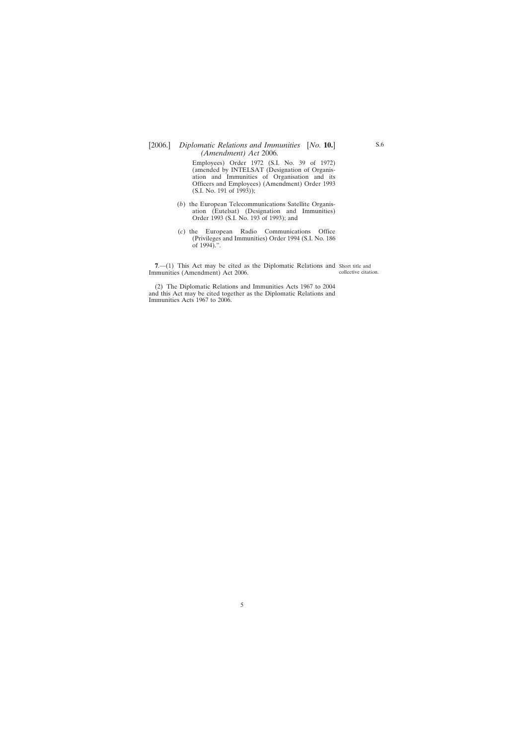Employees) Order 1972 (S.I. No. 39 of 1972) (amended by INTELSAT (Designation of Organisation and Immunities of Organisation and its Officers and Employees) (Amendment) Order 1993 (S.I. No. 191 of 1993));

(*b*) the European Telecommunications Satellite Organisation (Eutelsat) (Designation and Immunities) Order 1993 (S.I. No. 193 of 1993); and

(*c*) the European Radio Communications Office (Privileges and Immunities) Order 1994 (S.I. No. 186 of 1994).".

Short title and collective citation.

**7**.—(1) This Act may be cited as the Diplomatic Relations and Immunities (Amendment) Act 2006.

(2) The Diplomatic Relations and Immunities Acts 1967 to 2004 and this Act may be cited together as the Diplomatic Relations and Immunities Acts 1967 to 2006.